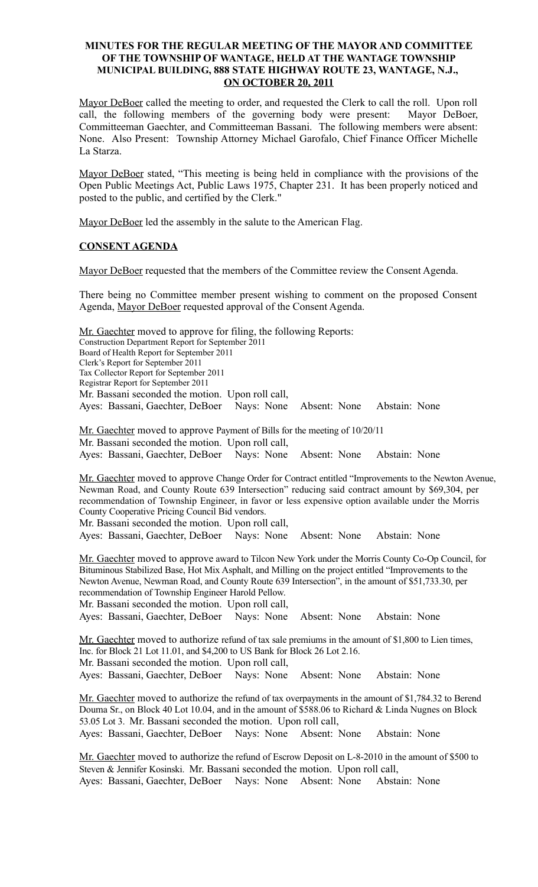**MINUTES FOR THE REGULAR MEETING OF THE MAYOR AND COMMITTEE OF THE TOWNSHIP OF WANTAGE, HELD AT THE WANTAGE TOWNSHIP MUNICIPAL BUILDING, 888 STATE HIGHWAY ROUTE 23, WANTAGE, N.J., ON OCTOBER 20, 2011**

Mayor DeBoer called the meeting to order, and requested the Clerk to call the roll. Upon roll call, the following members of the governing body were present: Mayor DeBoer, Committeeman Gaechter, and Committeeman Bassani. The following members were absent: None. Also Present: Township Attorney Michael Garofalo, Chief Finance Officer Michelle La Starza.

Mayor DeBoer stated, "This meeting is being held in compliance with the provisions of the Open Public Meetings Act, Public Laws 1975, Chapter 231. It has been properly noticed and posted to the public, and certified by the Clerk."

Mayor DeBoer led the assembly in the salute to the American Flag.

**CONSENT AGENDA**

Mayor DeBoer requested that the members of the Committee review the Consent Agenda.

There being no Committee member present wishing to comment on the proposed Consent Agenda, Mayor DeBoer requested approval of the Consent Agenda.

Mr. Gaechter moved to approve for filing, the following Reports:
Construction Department Report for September 2011
Board of Health Report for September 2011
Clerk's Report for September 2011
Tax Collector Report for September 2011
Registrar Report for September 2011
Mr. Bassani seconded the motion. Upon roll call,
Ayes: Bassani, Gaechter, DeBoer Nays: None Absent: None Abstain: None

Mr. Gaechter moved to approve Payment of Bills for the meeting of 10/20/11
Mr. Bassani seconded the motion. Upon roll call,
Ayes: Bassani, Gaechter, DeBoer Nays: None Absent: None Abstain: None

Mr. Gaechter moved to approve Change Order for Contract entitled "Improvements to the Newton Avenue, Newman Road, and County Route 639 Intersection" reducing said contract amount by $69,304, per recommendation of Township Engineer, in favor or less expensive option available under the Morris County Cooperative Pricing Council Bid vendors.
Mr. Bassani seconded the motion. Upon roll call,
Ayes: Bassani, Gaechter, DeBoer Nays: None Absent: None Abstain: None

Mr. Gaechter moved to approve award to Tilcon New York under the Morris County Co-Op Council, for Bituminous Stabilized Base, Hot Mix Asphalt, and Milling on the project entitled "Improvements to the Newton Avenue, Newman Road, and County Route 639 Intersection", in the amount of $51,733.30, per recommendation of Township Engineer Harold Pellow.
Mr. Bassani seconded the motion. Upon roll call,
Ayes: Bassani, Gaechter, DeBoer Nays: None Absent: None Abstain: None

Mr. Gaechter moved to authorize refund of tax sale premiums in the amount of $1,800 to Lien times, Inc. for Block 21 Lot 11.01, and $4,200 to US Bank for Block 26 Lot 2.16.
Mr. Bassani seconded the motion. Upon roll call,
Ayes: Bassani, Gaechter, DeBoer Nays: None Absent: None Abstain: None

Mr. Gaechter moved to authorize the refund of tax overpayments in the amount of $1,784.32 to Berend Douma Sr., on Block 40 Lot 10.04, and in the amount of $588.06 to Richard & Linda Nugnes on Block 53.05 Lot 3. Mr. Bassani seconded the motion. Upon roll call,
Ayes: Bassani, Gaechter, DeBoer Nays: None Absent: None Abstain: None

Mr. Gaechter moved to authorize the refund of Escrow Deposit on L-8-2010 in the amount of $500 to Steven & Jennifer Kosinski. Mr. Bassani seconded the motion. Upon roll call,
Ayes: Bassani, Gaechter, DeBoer Nays: None Absent: None Abstain: None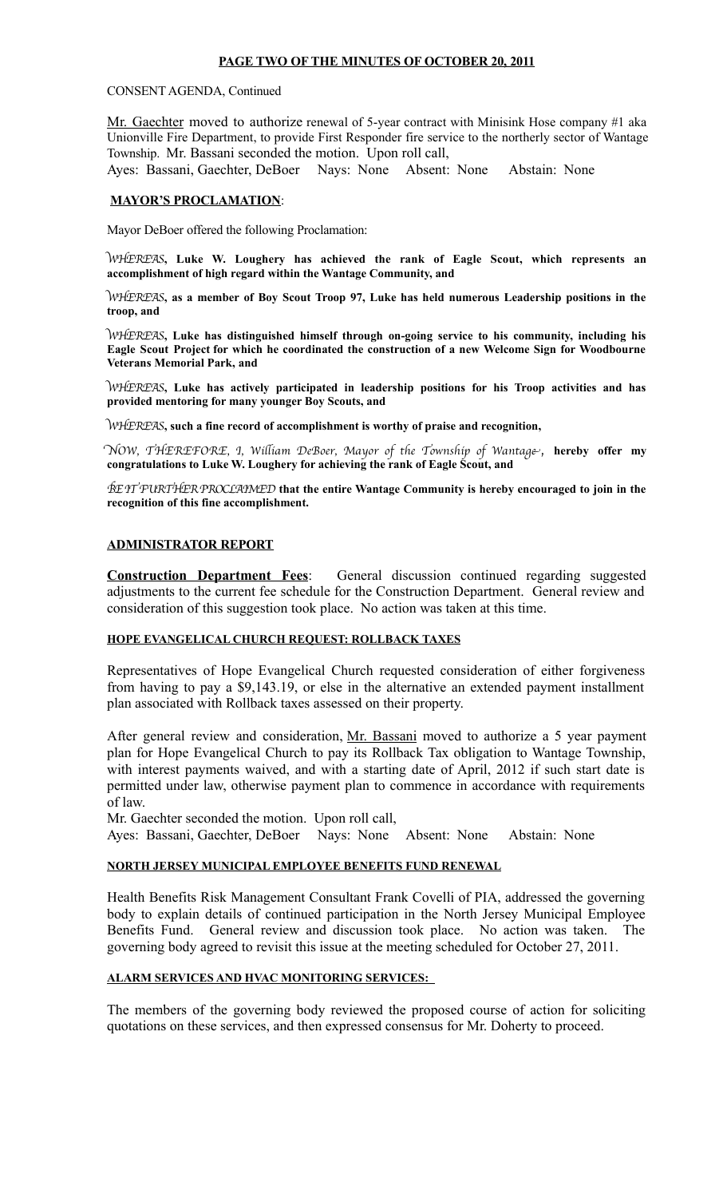**PAGE TWO OF THE MINUTES OF OCTOBER 20, 2011**

CONSENT AGENDA, Continued

Mr. Gaechter moved to authorize renewal of 5-year contract with Minisink Hose company #1 aka Unionville Fire Department, to provide First Responder fire service to the northerly sector of Wantage Township. Mr. Bassani seconded the motion. Upon roll call,
Ayes: Bassani, Gaechter, DeBoer Nays: None Absent: None Abstain: None

## MAYOR'S PROCLAMATION:

Mayor DeBoer offered the following Proclamation:

*WHEREAS*, **Luke W. Loughery has achieved the rank of Eagle Scout, which represents an accomplishment of high regard within the Wantage Community, and**

*WHEREAS*, **as a member of Boy Scout Troop 97, Luke has held numerous Leadership positions in the troop, and**

*WHEREAS*, **Luke has distinguished himself through on-going service to his community, including his Eagle Scout Project for which he coordinated the construction of a new Welcome Sign for Woodbourne Veterans Memorial Park, and**

*WHEREAS*, **Luke has actively participated in leadership positions for his Troop activities and has provided mentoring for many younger Boy Scouts, and**

*WHEREAS*, **such a fine record of accomplishment is worthy of praise and recognition,**

*NOW, THEREFORE, I, William DeBoer, Mayor of the Township of Wantage*, **hereby offer my congratulations to Luke W. Loughery for achieving the rank of Eagle Scout, and**

*BE IT FURTHER PROCLAIMED* **that the entire Wantage Community is hereby encouraged to join in the recognition of this fine accomplishment.**

## ADMINISTRATOR REPORT

**Construction Department Fees**: General discussion continued regarding suggested adjustments to the current fee schedule for the Construction Department. General review and consideration of this suggestion took place. No action was taken at this time.

### HOPE EVANGELICAL CHURCH REQUEST: ROLLBACK TAXES

Representatives of Hope Evangelical Church requested consideration of either forgiveness from having to pay a $9,143.19, or else in the alternative an extended payment installment plan associated with Rollback taxes assessed on their property.

After general review and consideration, Mr. Bassani moved to authorize a 5 year payment plan for Hope Evangelical Church to pay its Rollback Tax obligation to Wantage Township, with interest payments waived, and with a starting date of April, 2012 if such start date is permitted under law, otherwise payment plan to commence in accordance with requirements of law.
Mr. Gaechter seconded the motion. Upon roll call,
Ayes: Bassani, Gaechter, DeBoer Nays: None Absent: None Abstain: None

### NORTH JERSEY MUNICIPAL EMPLOYEE BENEFITS FUND RENEWAL

Health Benefits Risk Management Consultant Frank Covelli of PIA, addressed the governing body to explain details of continued participation in the North Jersey Municipal Employee Benefits Fund. General review and discussion took place. No action was taken. The governing body agreed to revisit this issue at the meeting scheduled for October 27, 2011.

### ALARM SERVICES AND HVAC MONITORING SERVICES:

The members of the governing body reviewed the proposed course of action for soliciting quotations on these services, and then expressed consensus for Mr. Doherty to proceed.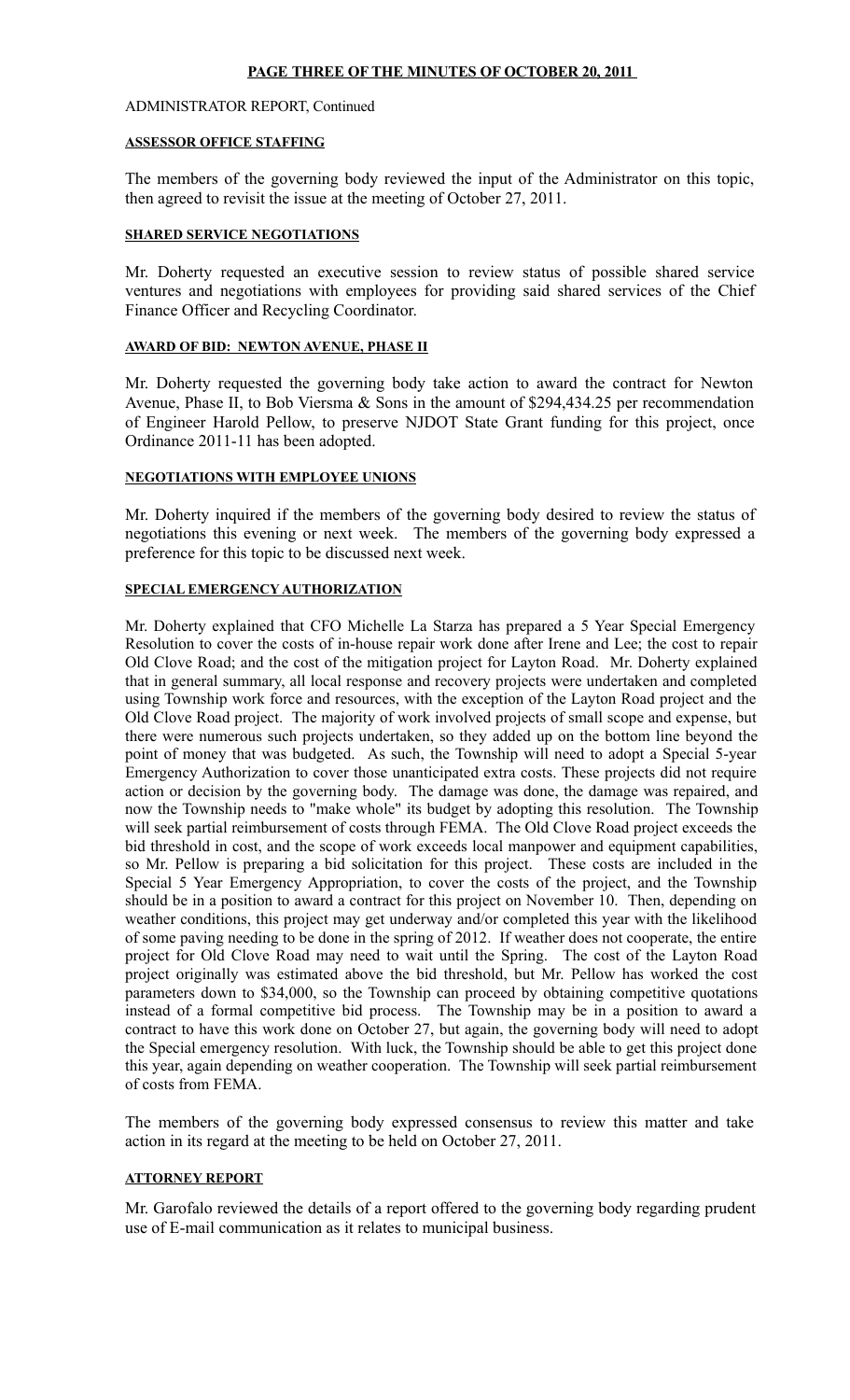**PAGE THREE OF THE MINUTES OF OCTOBER 20, 2011**

ADMINISTRATOR REPORT, Continued

**ASSESSOR OFFICE STAFFING**

The members of the governing body reviewed the input of the Administrator on this topic, then agreed to revisit the issue at the meeting of October 27, 2011.

**SHARED SERVICE NEGOTIATIONS**

Mr. Doherty requested an executive session to review status of possible shared service ventures and negotiations with employees for providing said shared services of the Chief Finance Officer and Recycling Coordinator.

**AWARD OF BID: NEWTON AVENUE, PHASE II**

Mr. Doherty requested the governing body take action to award the contract for Newton Avenue, Phase II, to Bob Viersma & Sons in the amount of $294,434.25 per recommendation of Engineer Harold Pellow, to preserve NJDOT State Grant funding for this project, once Ordinance 2011-11 has been adopted.

**NEGOTIATIONS WITH EMPLOYEE UNIONS**

Mr. Doherty inquired if the members of the governing body desired to review the status of negotiations this evening or next week. The members of the governing body expressed a preference for this topic to be discussed next week.

**SPECIAL EMERGENCY AUTHORIZATION**

Mr. Doherty explained that CFO Michelle La Starza has prepared a 5 Year Special Emergency Resolution to cover the costs of in-house repair work done after Irene and Lee; the cost to repair Old Clove Road; and the cost of the mitigation project for Layton Road. Mr. Doherty explained that in general summary, all local response and recovery projects were undertaken and completed using Township work force and resources, with the exception of the Layton Road project and the Old Clove Road project. The majority of work involved projects of small scope and expense, but there were numerous such projects undertaken, so they added up on the bottom line beyond the point of money that was budgeted. As such, the Township will need to adopt a Special 5-year Emergency Authorization to cover those unanticipated extra costs. These projects did not require action or decision by the governing body. The damage was done, the damage was repaired, and now the Township needs to "make whole" its budget by adopting this resolution. The Township will seek partial reimbursement of costs through FEMA. The Old Clove Road project exceeds the bid threshold in cost, and the scope of work exceeds local manpower and equipment capabilities, so Mr. Pellow is preparing a bid solicitation for this project. These costs are included in the Special 5 Year Emergency Appropriation, to cover the costs of the project, and the Township should be in a position to award a contract for this project on November 10. Then, depending on weather conditions, this project may get underway and/or completed this year with the likelihood of some paving needing to be done in the spring of 2012. If weather does not cooperate, the entire project for Old Clove Road may need to wait until the Spring. The cost of the Layton Road project originally was estimated above the bid threshold, but Mr. Pellow has worked the cost parameters down to $34,000, so the Township can proceed by obtaining competitive quotations instead of a formal competitive bid process. The Township may be in a position to award a contract to have this work done on October 27, but again, the governing body will need to adopt the Special emergency resolution. With luck, the Township should be able to get this project done this year, again depending on weather cooperation. The Township will seek partial reimbursement of costs from FEMA.

The members of the governing body expressed consensus to review this matter and take action in its regard at the meeting to be held on October 27, 2011.

**ATTORNEY REPORT**

Mr. Garofalo reviewed the details of a report offered to the governing body regarding prudent use of E-mail communication as it relates to municipal business.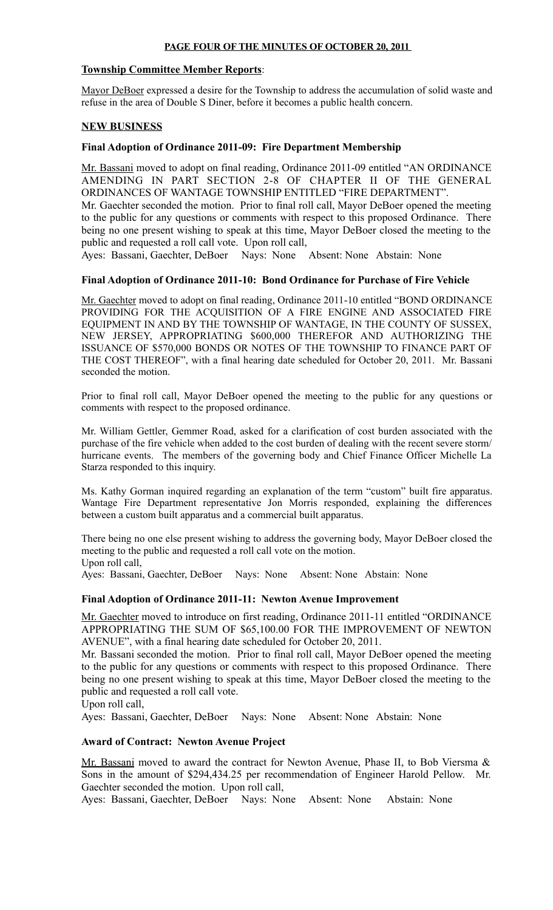**PAGE FOUR OF THE MINUTES OF OCTOBER 20, 2011**

## Township Committee Member Reports:

Mayor DeBoer expressed a desire for the Township to address the accumulation of solid waste and refuse in the area of Double S Diner, before it becomes a public health concern.

## NEW BUSINESS

### Final Adoption of Ordinance 2011-09: Fire Department Membership

Mr. Bassani moved to adopt on final reading, Ordinance 2011-09 entitled "AN ORDINANCE AMENDING IN PART SECTION 2-8 OF CHAPTER II OF THE GENERAL ORDINANCES OF WANTAGE TOWNSHIP ENTITLED "FIRE DEPARTMENT".
Mr. Gaechter seconded the motion. Prior to final roll call, Mayor DeBoer opened the meeting to the public for any questions or comments with respect to this proposed Ordinance. There being no one present wishing to speak at this time, Mayor DeBoer closed the meeting to the public and requested a roll call vote. Upon roll call,
Ayes: Bassani, Gaechter, DeBoer Nays: None Absent: None Abstain: None

### Final Adoption of Ordinance 2011-10: Bond Ordinance for Purchase of Fire Vehicle

Mr. Gaechter moved to adopt on final reading, Ordinance 2011-10 entitled "BOND ORDINANCE PROVIDING FOR THE ACQUISITION OF A FIRE ENGINE AND ASSOCIATED FIRE EQUIPMENT IN AND BY THE TOWNSHIP OF WANTAGE, IN THE COUNTY OF SUSSEX, NEW JERSEY, APPROPRIATING $600,000 THEREFOR AND AUTHORIZING THE ISSUANCE OF $570,000 BONDS OR NOTES OF THE TOWNSHIP TO FINANCE PART OF THE COST THEREOF", with a final hearing date scheduled for October 20, 2011. Mr. Bassani seconded the motion.

Prior to final roll call, Mayor DeBoer opened the meeting to the public for any questions or comments with respect to the proposed ordinance.

Mr. William Gettler, Gemmer Road, asked for a clarification of cost burden associated with the purchase of the fire vehicle when added to the cost burden of dealing with the recent severe storm/ hurricane events. The members of the governing body and Chief Finance Officer Michelle La Starza responded to this inquiry.

Ms. Kathy Gorman inquired regarding an explanation of the term "custom" built fire apparatus. Wantage Fire Department representative Jon Morris responded, explaining the differences between a custom built apparatus and a commercial built apparatus.

There being no one else present wishing to address the governing body, Mayor DeBoer closed the meeting to the public and requested a roll call vote on the motion.
Upon roll call,
Ayes: Bassani, Gaechter, DeBoer Nays: None Absent: None Abstain: None

### Final Adoption of Ordinance 2011-11: Newton Avenue Improvement

Mr. Gaechter moved to introduce on first reading, Ordinance 2011-11 entitled "ORDINANCE APPROPRIATING THE SUM OF $65,100.00 FOR THE IMPROVEMENT OF NEWTON AVENUE", with a final hearing date scheduled for October 20, 2011.
Mr. Bassani seconded the motion. Prior to final roll call, Mayor DeBoer opened the meeting to the public for any questions or comments with respect to this proposed Ordinance. There being no one present wishing to speak at this time, Mayor DeBoer closed the meeting to the public and requested a roll call vote.
Upon roll call,
Ayes: Bassani, Gaechter, DeBoer Nays: None Absent: None Abstain: None

### Award of Contract: Newton Avenue Project

Mr. Bassani moved to award the contract for Newton Avenue, Phase II, to Bob Viersma & Sons in the amount of $294,434.25 per recommendation of Engineer Harold Pellow. Mr. Gaechter seconded the motion. Upon roll call,
Ayes: Bassani, Gaechter, DeBoer Nays: None Absent: None Abstain: None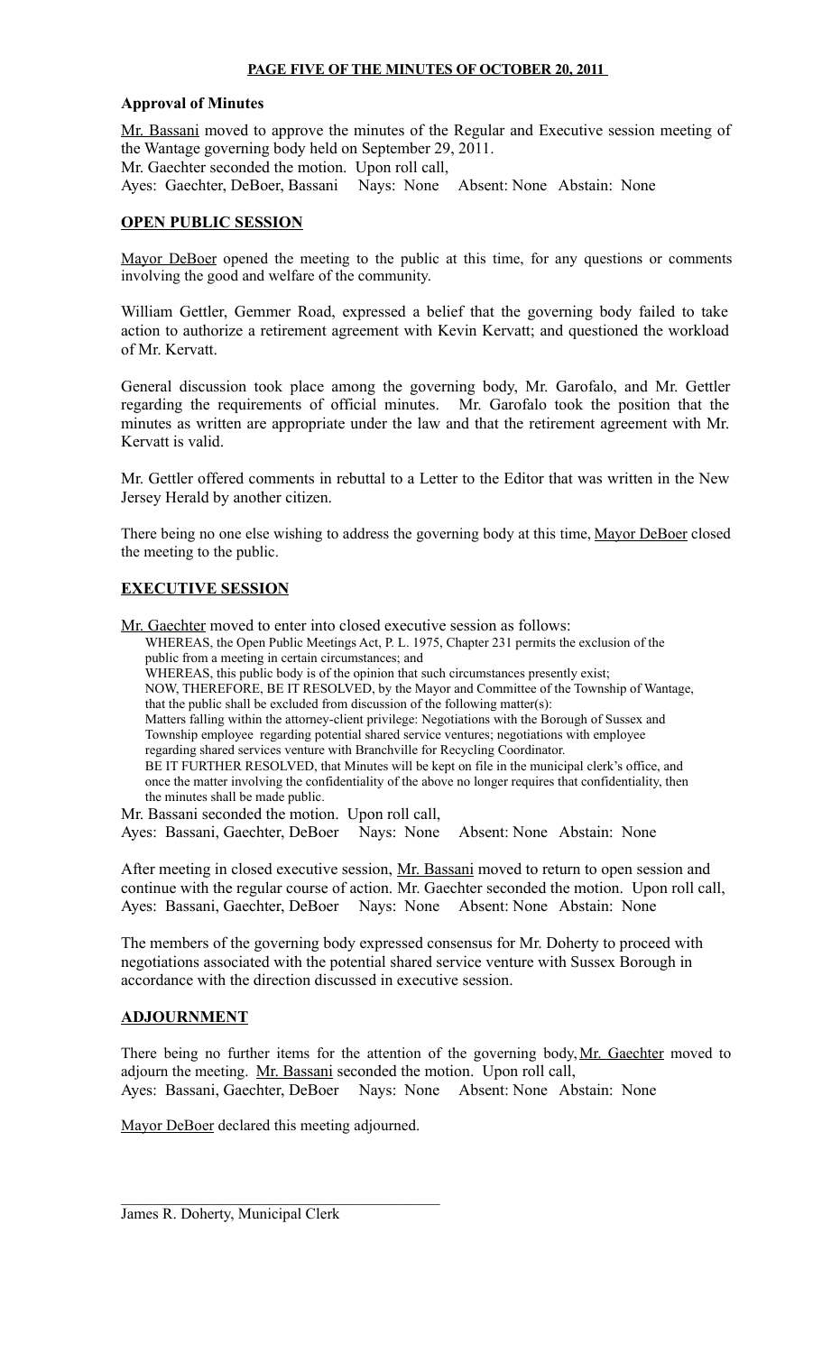**PAGE FIVE OF THE MINUTES OF OCTOBER 20, 2011**

**Approval of Minutes**

Mr. Bassani moved to approve the minutes of the Regular and Executive session meeting of the Wantage governing body held on September 29, 2011.
Mr. Gaechter seconded the motion. Upon roll call,
Ayes: Gaechter, DeBoer, Bassani Nays: None Absent: None Abstain: None

## OPEN PUBLIC SESSION

Mayor DeBoer opened the meeting to the public at this time, for any questions or comments involving the good and welfare of the community.

William Gettler, Gemmer Road, expressed a belief that the governing body failed to take action to authorize a retirement agreement with Kevin Kervatt; and questioned the workload of Mr. Kervatt.

General discussion took place among the governing body, Mr. Garofalo, and Mr. Gettler regarding the requirements of official minutes. Mr. Garofalo took the position that the minutes as written are appropriate under the law and that the retirement agreement with Mr. Kervatt is valid.

Mr. Gettler offered comments in rebuttal to a Letter to the Editor that was written in the New Jersey Herald by another citizen.

There being no one else wishing to address the governing body at this time, Mayor DeBoer closed the meeting to the public.

## EXECUTIVE SESSION

Mr. Gaechter moved to enter into closed executive session as follows:

WHEREAS, the Open Public Meetings Act, P. L. 1975, Chapter 231 permits the exclusion of the public from a meeting in certain circumstances; and
WHEREAS, this public body is of the opinion that such circumstances presently exist;
NOW, THEREFORE, BE IT RESOLVED, by the Mayor and Committee of the Township of Wantage, that the public shall be excluded from discussion of the following matter(s):
Matters falling within the attorney-client privilege: Negotiations with the Borough of Sussex and Township employee regarding potential shared service ventures; negotiations with employee regarding shared services venture with Branchville for Recycling Coordinator.
BE IT FURTHER RESOLVED, that Minutes will be kept on file in the municipal clerk's office, and once the matter involving the confidentiality of the above no longer requires that confidentiality, then the minutes shall be made public.

Mr. Bassani seconded the motion. Upon roll call,
Ayes: Bassani, Gaechter, DeBoer Nays: None Absent: None Abstain: None

After meeting in closed executive session, Mr. Bassani moved to return to open session and continue with the regular course of action. Mr. Gaechter seconded the motion. Upon roll call,
Ayes: Bassani, Gaechter, DeBoer Nays: None Absent: None Abstain: None

The members of the governing body expressed consensus for Mr. Doherty to proceed with negotiations associated with the potential shared service venture with Sussex Borough in accordance with the direction discussed in executive session.

## ADJOURNMENT

There being no further items for the attention of the governing body, Mr. Gaechter moved to adjourn the meeting. Mr. Bassani seconded the motion. Upon roll call,
Ayes: Bassani, Gaechter, DeBoer Nays: None Absent: None Abstain: None

Mayor DeBoer declared this meeting adjourned.

\_\_\_\_\_\_\_\_\_\_\_\_\_\_\_\_\_\_\_\_\_\_\_\_\_\_\_\_\_\_\_\_\_\_\_\_\_\_\_\_
James R. Doherty, Municipal Clerk